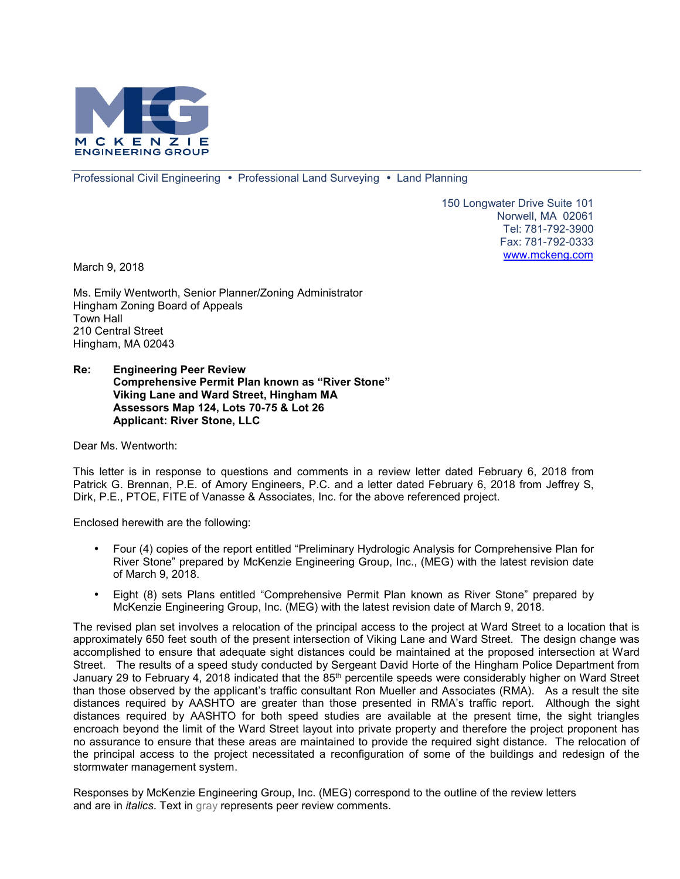MCKENZIE ENGINEERING GROUP

Professional Civil Engineering • Professional Land Surveying • Land Planning

150 Longwater Drive Suite 101
Norwell, MA 02061
Tel: 781-792-3900
Fax: 781-792-0333
www.mckeng.com

March 9, 2018

Ms. Emily Wentworth, Senior Planner/Zoning Administrator
Hingham Zoning Board of Appeals
Town Hall
210 Central Street
Hingham, MA 02043

**Re: Engineering Peer Review**
**Comprehensive Permit Plan known as "River Stone"**
**Viking Lane and Ward Street, Hingham MA**
**Assessors Map 124, Lots 70-75 & Lot 26**
**Applicant: River Stone, LLC**

Dear Ms. Wentworth:

This letter is in response to questions and comments in a review letter dated February 6, 2018 from Patrick G. Brennan, P.E. of Amory Engineers, P.C. and a letter dated February 6, 2018 from Jeffrey S, Dirk, P.E., PTOE, FITE of Vanasse & Associates, Inc. for the above referenced project.

Enclosed herewith are the following:

- Four (4) copies of the report entitled "Preliminary Hydrologic Analysis for Comprehensive Plan for River Stone" prepared by McKenzie Engineering Group, Inc., (MEG) with the latest revision date of March 9, 2018.
- Eight (8) sets Plans entitled "Comprehensive Permit Plan known as River Stone" prepared by McKenzie Engineering Group, Inc. (MEG) with the latest revision date of March 9, 2018.

The revised plan set involves a relocation of the principal access to the project at Ward Street to a location that is approximately 650 feet south of the present intersection of Viking Lane and Ward Street. The design change was accomplished to ensure that adequate sight distances could be maintained at the proposed intersection at Ward Street. The results of a speed study conducted by Sergeant David Horte of the Hingham Police Department from January 29 to February 4, 2018 indicated that the 85th percentile speeds were considerably higher on Ward Street than those observed by the applicant's traffic consultant Ron Mueller and Associates (RMA). As a result the site distances required by AASHTO are greater than those presented in RMA's traffic report. Although the sight distances required by AASHTO for both speed studies are available at the present time, the sight triangles encroach beyond the limit of the Ward Street layout into private property and therefore the project proponent has no assurance to ensure that these areas are maintained to provide the required sight distance. The relocation of the principal access to the project necessitated a reconfiguration of some of the buildings and redesign of the stormwater management system.

Responses by McKenzie Engineering Group, Inc. (MEG) correspond to the outline of the review letters and are in *italics*. Text in gray represents peer review comments.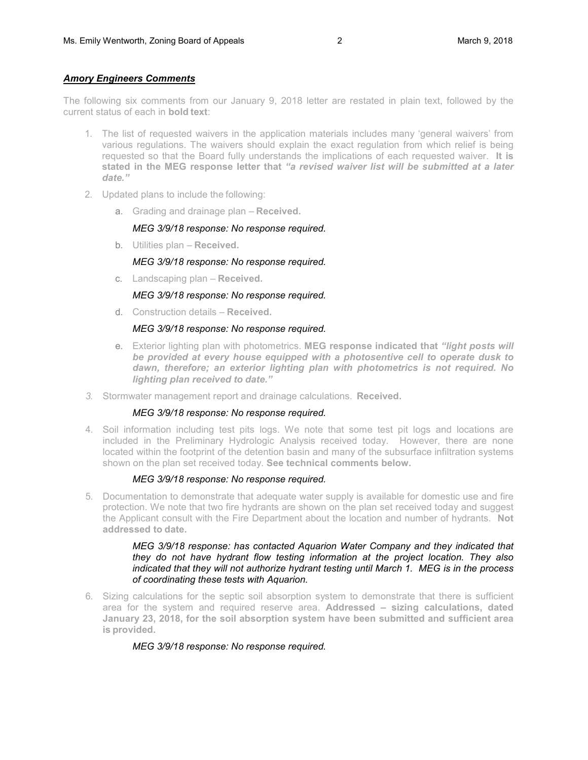***Amory Engineers Comments***

The following six comments from our January 9, 2018 letter are restated in plain text, followed by the current status of each in **bold text**:

1. The list of requested waivers in the application materials includes many 'general waivers' from various regulations. The waivers should explain the exact regulation from which relief is being requested so that the Board fully understands the implications of each requested waiver. **It is stated in the MEG response letter that *"a revised waiver list will be submitted at a later date."***
2. Updated plans to include the following:
   a. Grading and drainage plan – **Received.**

      *MEG 3/9/18 response: No response required.*

   b. Utilities plan – **Received.**

      *MEG 3/9/18 response: No response required.*

   c. Landscaping plan – **Received.**

      *MEG 3/9/18 response: No response required.*

   d. Construction details – **Received.**

      *MEG 3/9/18 response: No response required.*

   e. Exterior lighting plan with photometrics. **MEG response indicated that *"light posts will be provided at every house equipped with a photosentive cell to operate dusk to dawn, therefore; an exterior lighting plan with photometrics is not required. No lighting plan received to date."***
3. Stormwater management report and drainage calculations. **Received.**

   *MEG 3/9/18 response: No response required.*

4. Soil information including test pits logs. We note that some test pit logs and locations are included in the Preliminary Hydrologic Analysis received today. However, there are none located within the footprint of the detention basin and many of the subsurface infiltration systems shown on the plan set received today. **See technical comments below.**

   *MEG 3/9/18 response: No response required.*

5. Documentation to demonstrate that adequate water supply is available for domestic use and fire protection. We note that two fire hydrants are shown on the plan set received today and suggest the Applicant consult with the Fire Department about the location and number of hydrants. **Not addressed to date.**

   *MEG 3/9/18 response: has contacted Aquarion Water Company and they indicated that they do not have hydrant flow testing information at the project location. They also indicated that they will not authorize hydrant testing until March 1. MEG is in the process of coordinating these tests with Aquarion.*

6. Sizing calculations for the septic soil absorption system to demonstrate that there is sufficient area for the system and required reserve area. **Addressed – sizing calculations, dated January 23, 2018, for the soil absorption system have been submitted and sufficient area is provided.**

   *MEG 3/9/18 response: No response required.*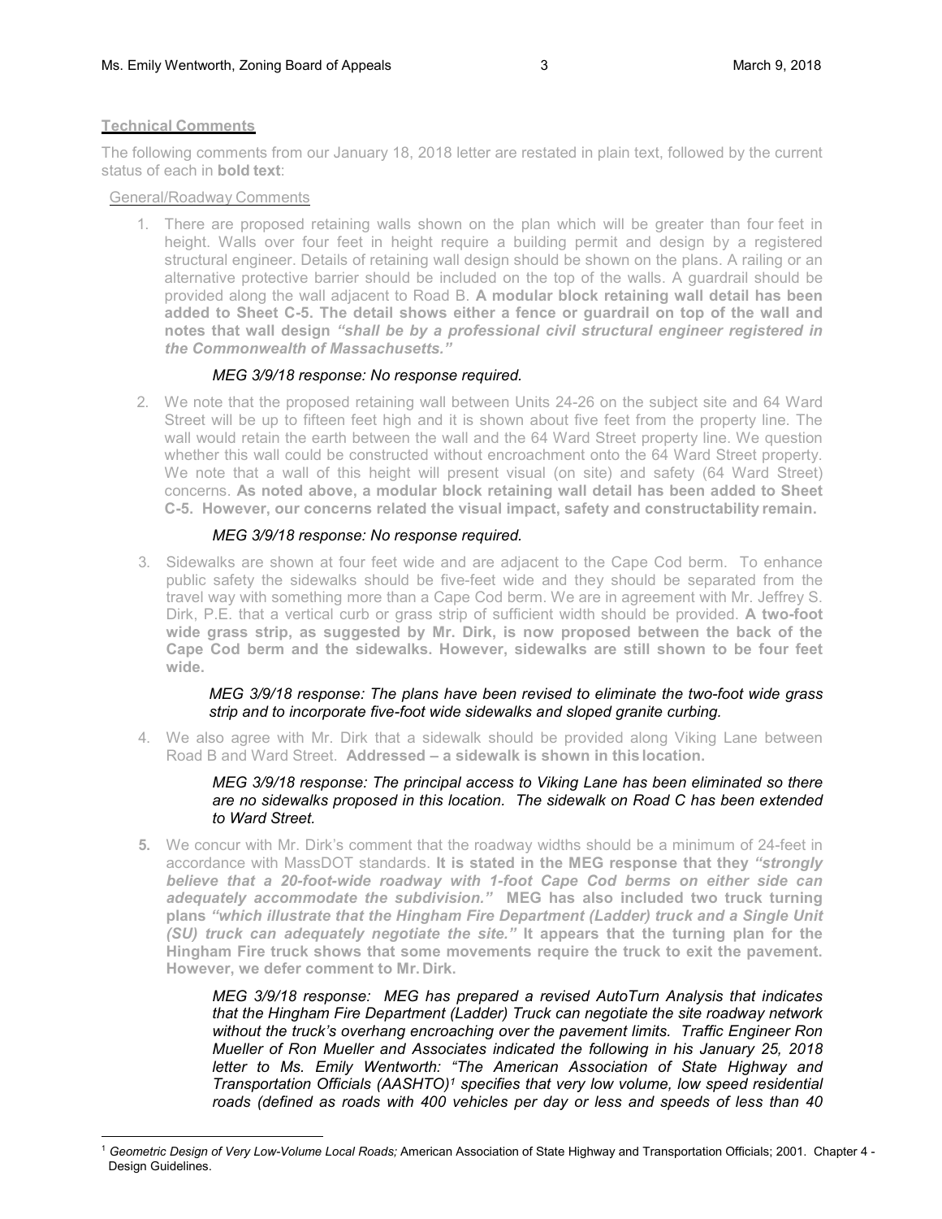**Technical Comments**

The following comments from our January 18, 2018 letter are restated in plain text, followed by the current status of each in **bold text**:

General/Roadway Comments

1. There are proposed retaining walls shown on the plan which will be greater than four feet in height. Walls over four feet in height require a building permit and design by a registered structural engineer. Details of retaining wall design should be shown on the plans. A railing or an alternative protective barrier should be included on the top of the walls. A guardrail should be provided along the wall adjacent to Road B. **A modular block retaining wall detail has been added to Sheet C-5. The detail shows either a fence or guardrail on top of the wall and notes that wall design *"shall be by a professional civil structural engineer registered in the Commonwealth of Massachusetts."***

   *MEG 3/9/18 response: No response required.*

2. We note that the proposed retaining wall between Units 24-26 on the subject site and 64 Ward Street will be up to fifteen feet high and it is shown about five feet from the property line. The wall would retain the earth between the wall and the 64 Ward Street property line. We question whether this wall could be constructed without encroachment onto the 64 Ward Street property. We note that a wall of this height will present visual (on site) and safety (64 Ward Street) concerns. **As noted above, a modular block retaining wall detail has been added to Sheet C-5. However, our concerns related the visual impact, safety and constructability remain.**

   *MEG 3/9/18 response: No response required.*

3. Sidewalks are shown at four feet wide and are adjacent to the Cape Cod berm. To enhance public safety the sidewalks should be five-feet wide and they should be separated from the travel way with something more than a Cape Cod berm. We are in agreement with Mr. Jeffrey S. Dirk, P.E. that a vertical curb or grass strip of sufficient width should be provided. **A two-foot wide grass strip, as suggested by Mr. Dirk, is now proposed between the back of the Cape Cod berm and the sidewalks. However, sidewalks are still shown to be four feet wide.**

   *MEG 3/9/18 response: The plans have been revised to eliminate the two-foot wide grass strip and to incorporate five-foot wide sidewalks and sloped granite curbing.*

4. We also agree with Mr. Dirk that a sidewalk should be provided along Viking Lane between Road B and Ward Street. **Addressed – a sidewalk is shown in this location.**

   *MEG 3/9/18 response: The principal access to Viking Lane has been eliminated so there are no sidewalks proposed in this location. The sidewalk on Road C has been extended to Ward Street.*

5. We concur with Mr. Dirk's comment that the roadway widths should be a minimum of 24-feet in accordance with MassDOT standards. **It is stated in the MEG response that they *"strongly believe that a 20-foot-wide roadway with 1-foot Cape Cod berms on either side can adequately accommodate the subdivision."* MEG has also included two truck turning plans *"which illustrate that the Hingham Fire Department (Ladder) truck and a Single Unit (SU) truck can adequately negotiate the site."* It appears that the turning plan for the Hingham Fire truck shows that some movements require the truck to exit the pavement. However, we defer comment to Mr. Dirk.**

   *MEG 3/9/18 response: MEG has prepared a revised AutoTurn Analysis that indicates that the Hingham Fire Department (Ladder) Truck can negotiate the site roadway network without the truck's overhang encroaching over the pavement limits. Traffic Engineer Ron Mueller of Ron Mueller and Associates indicated the following in his January 25, 2018 letter to Ms. Emily Wentworth: "The American Association of State Highway and Transportation Officials (AASHTO)[1] specifies that very low volume, low speed residential roads (defined as roads with 400 vehicles per day or less and speeds of less than 40*

---

[1] *Geometric Design of Very Low-Volume Local Roads;* American Association of State Highway and Transportation Officials; 2001. Chapter 4 - Design Guidelines.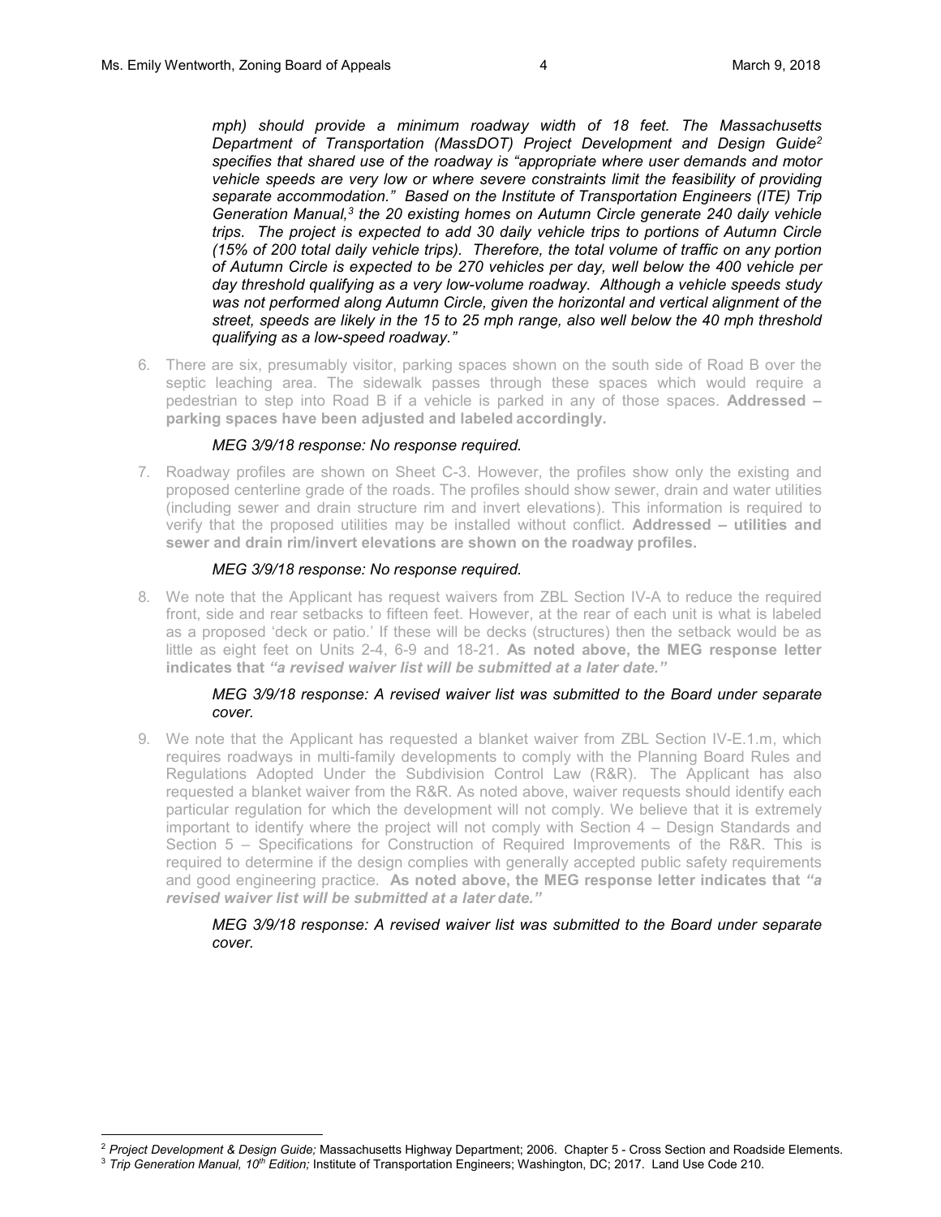*mph) should provide a minimum roadway width of 18 feet. The Massachusetts Department of Transportation (MassDOT) Project Development and Design Guide[2] specifies that shared use of the roadway is "appropriate where user demands and motor vehicle speeds are very low or where severe constraints limit the feasibility of providing separate accommodation." Based on the Institute of Transportation Engineers (ITE) Trip Generation Manual,[3] the 20 existing homes on Autumn Circle generate 240 daily vehicle trips. The project is expected to add 30 daily vehicle trips to portions of Autumn Circle (15% of 200 total daily vehicle trips). Therefore, the total volume of traffic on any portion of Autumn Circle is expected to be 270 vehicles per day, well below the 400 vehicle per day threshold qualifying as a very low-volume roadway. Although a vehicle speeds study was not performed along Autumn Circle, given the horizontal and vertical alignment of the street, speeds are likely in the 15 to 25 mph range, also well below the 40 mph threshold qualifying as a low-speed roadway."*

6. There are six, presumably visitor, parking spaces shown on the south side of Road B over the septic leaching area. The sidewalk passes through these spaces which would require a pedestrian to step into Road B if a vehicle is parked in any of those spaces. **Addressed – parking spaces have been adjusted and labeled accordingly.**

   *MEG 3/9/18 response: No response required.*

7. Roadway profiles are shown on Sheet C-3. However, the profiles show only the existing and proposed centerline grade of the roads. The profiles should show sewer, drain and water utilities (including sewer and drain structure rim and invert elevations). This information is required to verify that the proposed utilities may be installed without conflict. **Addressed – utilities and sewer and drain rim/invert elevations are shown on the roadway profiles.**

   *MEG 3/9/18 response: No response required.*

8. We note that the Applicant has request waivers from ZBL Section IV-A to reduce the required front, side and rear setbacks to fifteen feet. However, at the rear of each unit is what is labeled as a proposed 'deck or patio.' If these will be decks (structures) then the setback would be as little as eight feet on Units 2-4, 6-9 and 18-21. **As noted above, the MEG response letter indicates that *"a revised waiver list will be submitted at a later date."***

   *MEG 3/9/18 response: A revised waiver list was submitted to the Board under separate cover.*

9. We note that the Applicant has requested a blanket waiver from ZBL Section IV-E.1.m, which requires roadways in multi-family developments to comply with the Planning Board Rules and Regulations Adopted Under the Subdivision Control Law (R&R). The Applicant has also requested a blanket waiver from the R&R. As noted above, waiver requests should identify each particular regulation for which the development will not comply. We believe that it is extremely important to identify where the project will not comply with Section 4 – Design Standards and Section 5 – Specifications for Construction of Required Improvements of the R&R. This is required to determine if the design complies with generally accepted public safety requirements and good engineering practice. **As noted above, the MEG response letter indicates that *"a revised waiver list will be submitted at a later date."***

   *MEG 3/9/18 response: A revised waiver list was submitted to the Board under separate cover.*

---

[2] *Project Development & Design Guide;* Massachusetts Highway Department; 2006. Chapter 5 - Cross Section and Roadside Elements.

[3] *Trip Generation Manual, 10th Edition;* Institute of Transportation Engineers; Washington, DC; 2017. Land Use Code 210.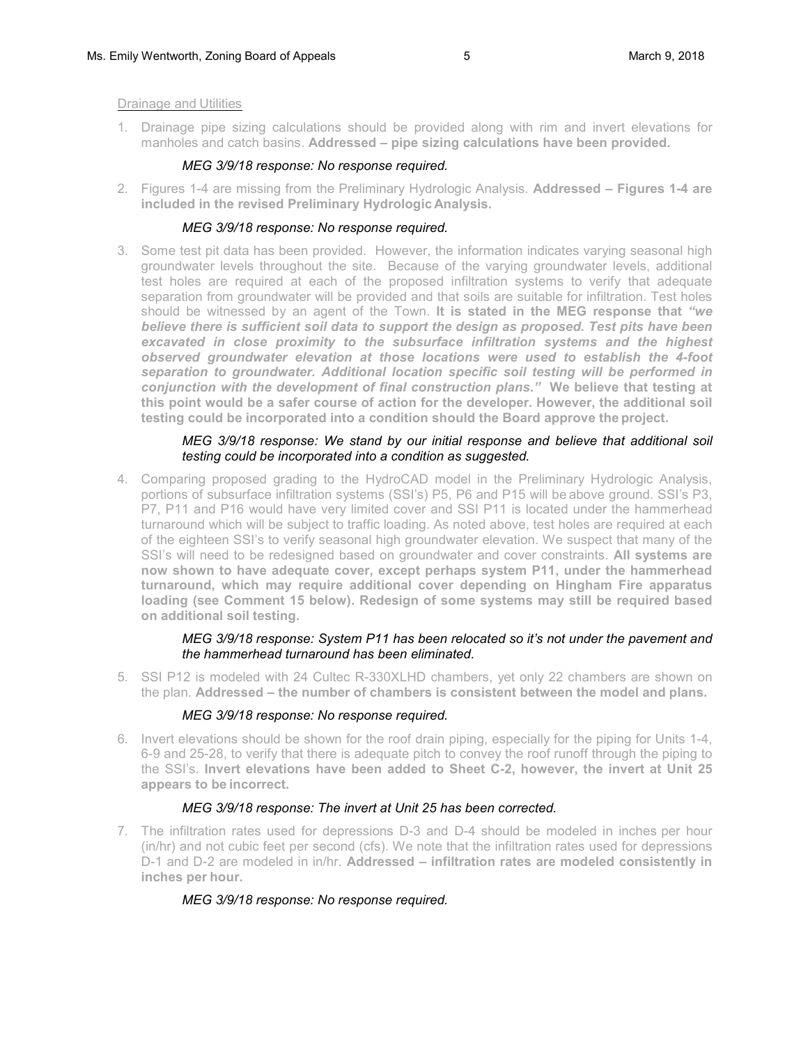Drainage and Utilities

1. Drainage pipe sizing calculations should be provided along with rim and invert elevations for manholes and catch basins. **Addressed – pipe sizing calculations have been provided.**

   *MEG 3/9/18 response: No response required.*

2. Figures 1-4 are missing from the Preliminary Hydrologic Analysis. **Addressed – Figures 1-4 are included in the revised Preliminary Hydrologic Analysis.**

   *MEG 3/9/18 response: No response required.*

3. Some test pit data has been provided. However, the information indicates varying seasonal high groundwater levels throughout the site. Because of the varying groundwater levels, additional test holes are required at each of the proposed infiltration systems to verify that adequate separation from groundwater will be provided and that soils are suitable for infiltration. Test holes should be witnessed by an agent of the Town. **It is stated in the MEG response that *"we believe there is sufficient soil data to support the design as proposed. Test pits have been excavated in close proximity to the subsurface infiltration systems and the highest observed groundwater elevation at those locations were used to establish the 4-foot separation to groundwater. Additional location specific soil testing will be performed in conjunction with the development of final construction plans."* We believe that testing at this point would be a safer course of action for the developer. However, the additional soil testing could be incorporated into a condition should the Board approve the project.**

   *MEG 3/9/18 response: We stand by our initial response and believe that additional soil testing could be incorporated into a condition as suggested.*

4. Comparing proposed grading to the HydroCAD model in the Preliminary Hydrologic Analysis, portions of subsurface infiltration systems (SSI's) P5, P6 and P15 will be above ground. SSI's P3, P7, P11 and P16 would have very limited cover and SSI P11 is located under the hammerhead turnaround which will be subject to traffic loading. As noted above, test holes are required at each of the eighteen SSI's to verify seasonal high groundwater elevation. We suspect that many of the SSI's will need to be redesigned based on groundwater and cover constraints. **All systems are now shown to have adequate cover, except perhaps system P11, under the hammerhead turnaround, which may require additional cover depending on Hingham Fire apparatus loading (see Comment 15 below). Redesign of some systems may still be required based on additional soil testing.**

   *MEG 3/9/18 response: System P11 has been relocated so it's not under the pavement and the hammerhead turnaround has been eliminated.*

5. SSI P12 is modeled with 24 Cultec R-330XLHD chambers, yet only 22 chambers are shown on the plan. **Addressed – the number of chambers is consistent between the model and plans.**

   *MEG 3/9/18 response: No response required.*

6. Invert elevations should be shown for the roof drain piping, especially for the piping for Units 1-4, 6-9 and 25-28, to verify that there is adequate pitch to convey the roof runoff through the piping to the SSI's. **Invert elevations have been added to Sheet C-2, however, the invert at Unit 25 appears to be incorrect.**

   *MEG 3/9/18 response: The invert at Unit 25 has been corrected.*

7. The infiltration rates used for depressions D-3 and D-4 should be modeled in inches per hour (in/hr) and not cubic feet per second (cfs). We note that the infiltration rates used for depressions D-1 and D-2 are modeled in in/hr. **Addressed – infiltration rates are modeled consistently in inches per hour.**

   *MEG 3/9/18 response: No response required.*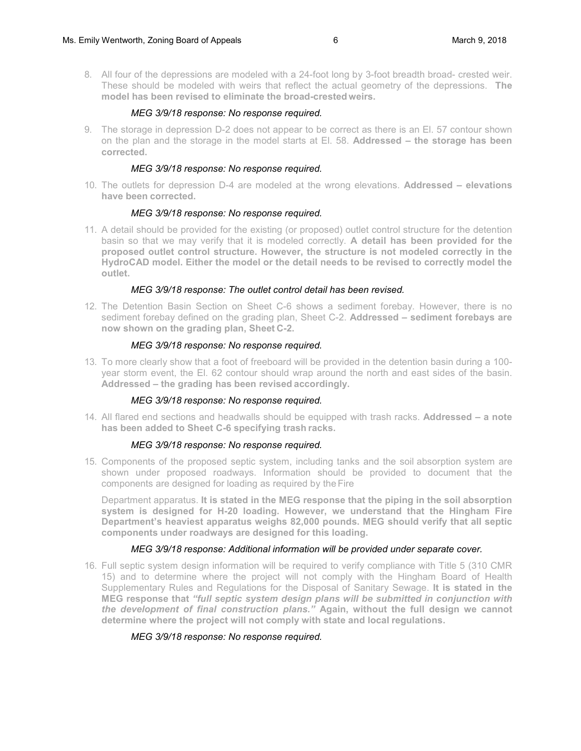8. All four of the depressions are modeled with a 24-foot long by 3-foot breadth broad- crested weir. These should be modeled with weirs that reflect the actual geometry of the depressions. **The model has been revised to eliminate the broad-crested weirs.**

   *MEG 3/9/18 response: No response required.*

9. The storage in depression D-2 does not appear to be correct as there is an El. 57 contour shown on the plan and the storage in the model starts at El. 58. **Addressed – the storage has been corrected.**

   *MEG 3/9/18 response: No response required.*

10. The outlets for depression D-4 are modeled at the wrong elevations. **Addressed – elevations have been corrected.**

    *MEG 3/9/18 response: No response required.*

11. A detail should be provided for the existing (or proposed) outlet control structure for the detention basin so that we may verify that it is modeled correctly. **A detail has been provided for the proposed outlet control structure. However, the structure is not modeled correctly in the HydroCAD model. Either the model or the detail needs to be revised to correctly model the outlet.**

    *MEG 3/9/18 response: The outlet control detail has been revised.*

12. The Detention Basin Section on Sheet C-6 shows a sediment forebay. However, there is no sediment forebay defined on the grading plan, Sheet C-2. **Addressed – sediment forebays are now shown on the grading plan, Sheet C-2.**

    *MEG 3/9/18 response: No response required.*

13. To more clearly show that a foot of freeboard will be provided in the detention basin during a 100-year storm event, the El. 62 contour should wrap around the north and east sides of the basin. **Addressed – the grading has been revised accordingly.**

    *MEG 3/9/18 response: No response required.*

14. All flared end sections and headwalls should be equipped with trash racks. **Addressed – a note has been added to Sheet C-6 specifying trash racks.**

    *MEG 3/9/18 response: No response required.*

15. Components of the proposed septic system, including tanks and the soil absorption system are shown under proposed roadways. Information should be provided to document that the components are designed for loading as required by the Fire Department apparatus. **It is stated in the MEG response that the piping in the soil absorption system is designed for H-20 loading. However, we understand that the Hingham Fire Department's heaviest apparatus weighs 82,000 pounds. MEG should verify that all septic components under roadways are designed for this loading.**

    *MEG 3/9/18 response: Additional information will be provided under separate cover.*

16. Full septic system design information will be required to verify compliance with Title 5 (310 CMR 15) and to determine where the project will not comply with the Hingham Board of Health Supplementary Rules and Regulations for the Disposal of Sanitary Sewage. **It is stated in the MEG response that *"full septic system design plans will be submitted in conjunction with the development of final construction plans."* Again, without the full design we cannot determine where the project will not comply with state and local regulations.**

    *MEG 3/9/18 response: No response required.*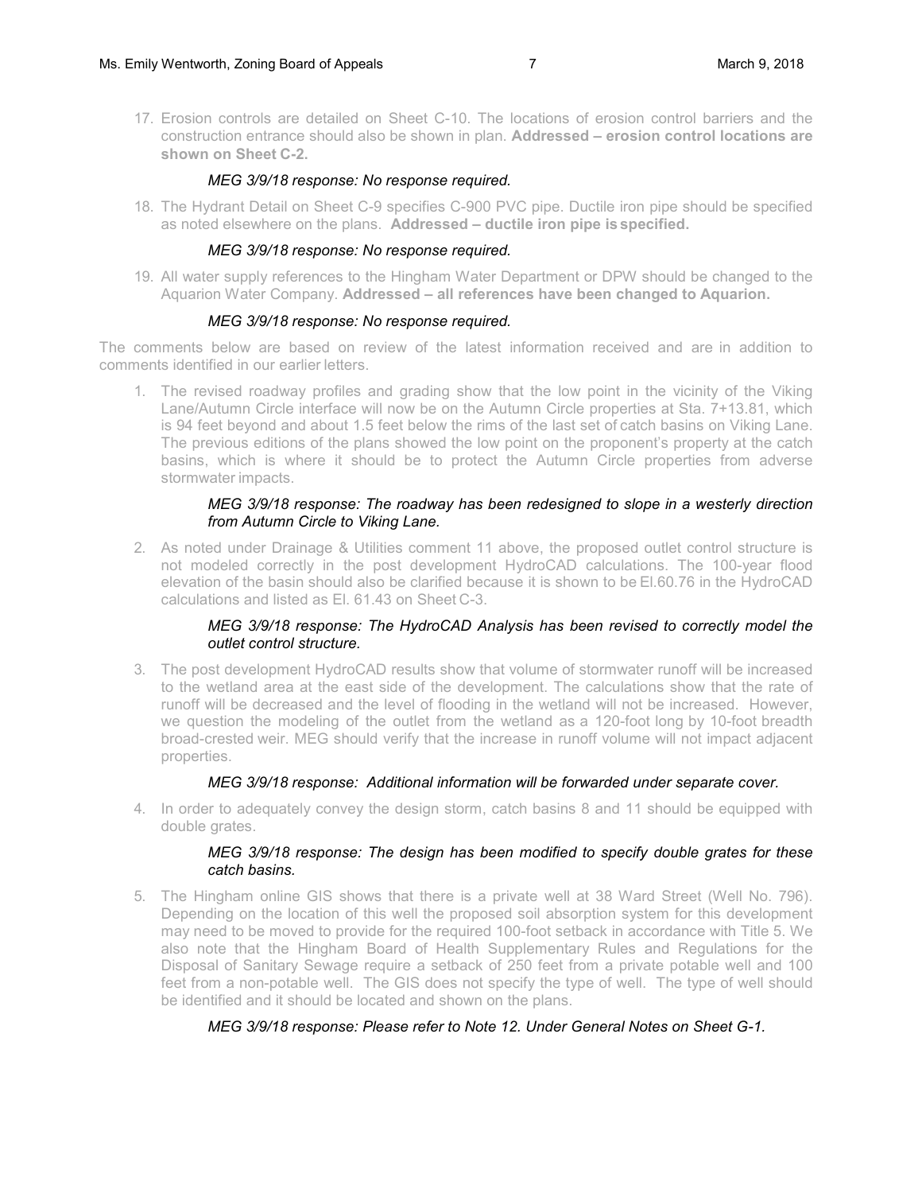17. Erosion controls are detailed on Sheet C-10. The locations of erosion control barriers and the construction entrance should also be shown in plan. **Addressed – erosion control locations are shown on Sheet C-2.**

    *MEG 3/9/18 response: No response required.*

18. The Hydrant Detail on Sheet C-9 specifies C-900 PVC pipe. Ductile iron pipe should be specified as noted elsewhere on the plans. **Addressed – ductile iron pipe is specified.**

    *MEG 3/9/18 response: No response required.*

19. All water supply references to the Hingham Water Department or DPW should be changed to the Aquarion Water Company. **Addressed – all references have been changed to Aquarion.**

    *MEG 3/9/18 response: No response required.*

The comments below are based on review of the latest information received and are in addition to comments identified in our earlier letters.

1. The revised roadway profiles and grading show that the low point in the vicinity of the Viking Lane/Autumn Circle interface will now be on the Autumn Circle properties at Sta. 7+13.81, which is 94 feet beyond and about 1.5 feet below the rims of the last set of catch basins on Viking Lane. The previous editions of the plans showed the low point on the proponent's property at the catch basins, which is where it should be to protect the Autumn Circle properties from adverse stormwater impacts.

    *MEG 3/9/18 response: The roadway has been redesigned to slope in a westerly direction from Autumn Circle to Viking Lane.*

2. As noted under Drainage & Utilities comment 11 above, the proposed outlet control structure is not modeled correctly in the post development HydroCAD calculations. The 100-year flood elevation of the basin should also be clarified because it is shown to be El.60.76 in the HydroCAD calculations and listed as El. 61.43 on Sheet C-3.

    *MEG 3/9/18 response: The HydroCAD Analysis has been revised to correctly model the outlet control structure.*

3. The post development HydroCAD results show that volume of stormwater runoff will be increased to the wetland area at the east side of the development. The calculations show that the rate of runoff will be decreased and the level of flooding in the wetland will not be increased. However, we question the modeling of the outlet from the wetland as a 120-foot long by 10-foot breadth broad-crested weir. MEG should verify that the increase in runoff volume will not impact adjacent properties.

    *MEG 3/9/18 response: Additional information will be forwarded under separate cover.*

4. In order to adequately convey the design storm, catch basins 8 and 11 should be equipped with double grates.

    *MEG 3/9/18 response: The design has been modified to specify double grates for these catch basins.*

5. The Hingham online GIS shows that there is a private well at 38 Ward Street (Well No. 796). Depending on the location of this well the proposed soil absorption system for this development may need to be moved to provide for the required 100-foot setback in accordance with Title 5. We also note that the Hingham Board of Health Supplementary Rules and Regulations for the Disposal of Sanitary Sewage require a setback of 250 feet from a private potable well and 100 feet from a non-potable well. The GIS does not specify the type of well. The type of well should be identified and it should be located and shown on the plans.

    *MEG 3/9/18 response: Please refer to Note 12. Under General Notes on Sheet G-1.*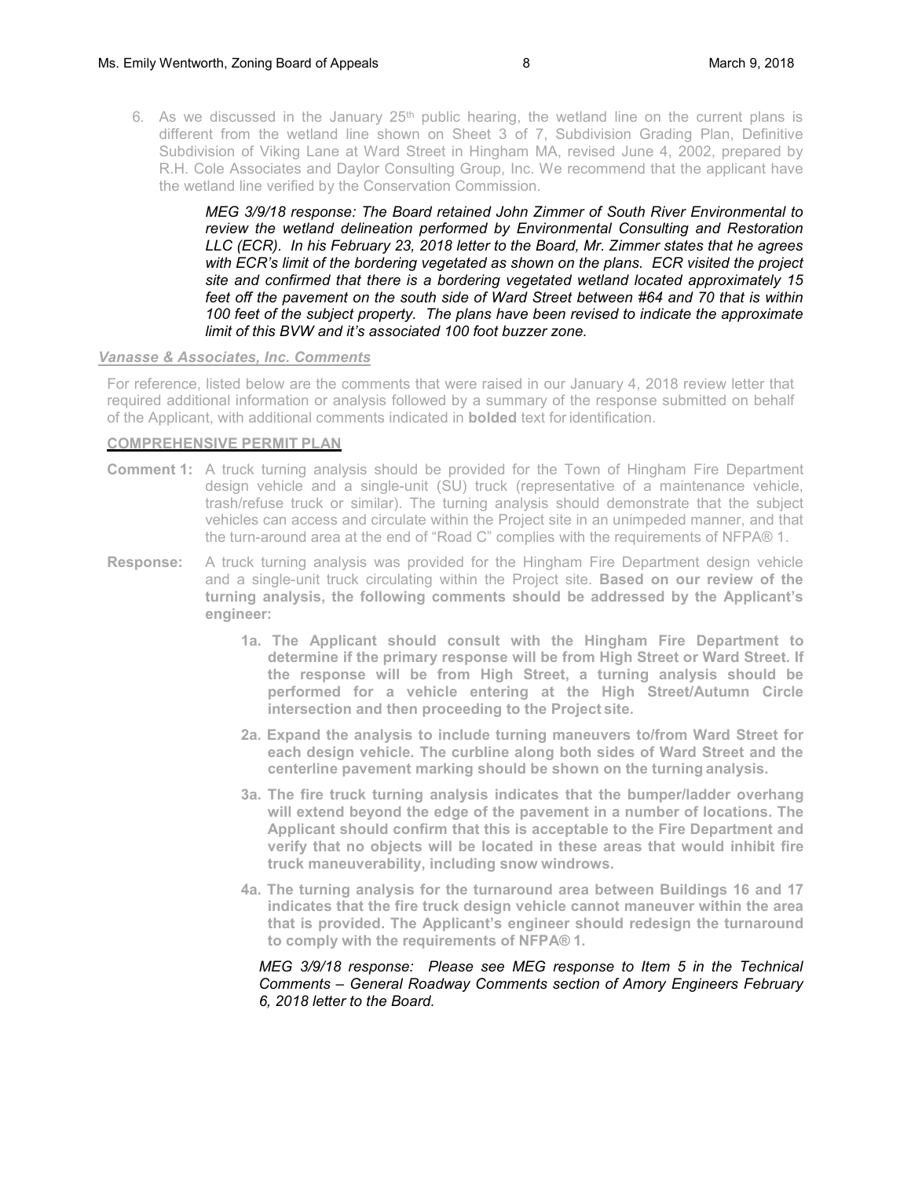6. As we discussed in the January 25th public hearing, the wetland line on the current plans is different from the wetland line shown on Sheet 3 of 7, Subdivision Grading Plan, Definitive Subdivision of Viking Lane at Ward Street in Hingham MA, revised June 4, 2002, prepared by R.H. Cole Associates and Daylor Consulting Group, Inc. We recommend that the applicant have the wetland line verified by the Conservation Commission.

   ***MEG 3/9/18 response: The Board retained John Zimmer of South River Environmental to review the wetland delineation performed by Environmental Consulting and Restoration LLC (ECR). In his February 23, 2018 letter to the Board, Mr. Zimmer states that he agrees with ECR's limit of the bordering vegetated as shown on the plans. ECR visited the project site and confirmed that there is a bordering vegetated wetland located approximately 15 feet off the pavement on the south side of Ward Street between #64 and 70 that is within 100 feet of the subject property. The plans have been revised to indicate the approximate limit of this BVW and it's associated 100 foot buzzer zone.***

***Vanasse & Associates, Inc. Comments***

For reference, listed below are the comments that were raised in our January 4, 2018 review letter that required additional information or analysis followed by a summary of the response submitted on behalf of the Applicant, with additional comments indicated in **bolded** text for identification.

**COMPREHENSIVE PERMIT PLAN**

**Comment 1:** A truck turning analysis should be provided for the Town of Hingham Fire Department design vehicle and a single-unit (SU) truck (representative of a maintenance vehicle, trash/refuse truck or similar). The turning analysis should demonstrate that the subject vehicles can access and circulate within the Project site in an unimpeded manner, and that the turn-around area at the end of "Road C" complies with the requirements of NFPA® 1.

**Response:** A truck turning analysis was provided for the Hingham Fire Department design vehicle and a single-unit truck circulating within the Project site. **Based on our review of the turning analysis, the following comments should be addressed by the Applicant's engineer:**

**1a. The Applicant should consult with the Hingham Fire Department to determine if the primary response will be from High Street or Ward Street. If the response will be from High Street, a turning analysis should be performed for a vehicle entering at the High Street/Autumn Circle intersection and then proceeding to the Project site.**

**2a. Expand the analysis to include turning maneuvers to/from Ward Street for each design vehicle. The curbline along both sides of Ward Street and the centerline pavement marking should be shown on the turning analysis.**

**3a. The fire truck turning analysis indicates that the bumper/ladder overhang will extend beyond the edge of the pavement in a number of locations. The Applicant should confirm that this is acceptable to the Fire Department and verify that no objects will be located in these areas that would inhibit fire truck maneuverability, including snow windrows.**

**4a. The turning analysis for the turnaround area between Buildings 16 and 17 indicates that the fire truck design vehicle cannot maneuver within the area that is provided. The Applicant's engineer should redesign the turnaround to comply with the requirements of NFPA® 1.**

***MEG 3/9/18 response: Please see MEG response to Item 5 in the Technical Comments – General Roadway Comments section of Amory Engineers February 6, 2018 letter to the Board.***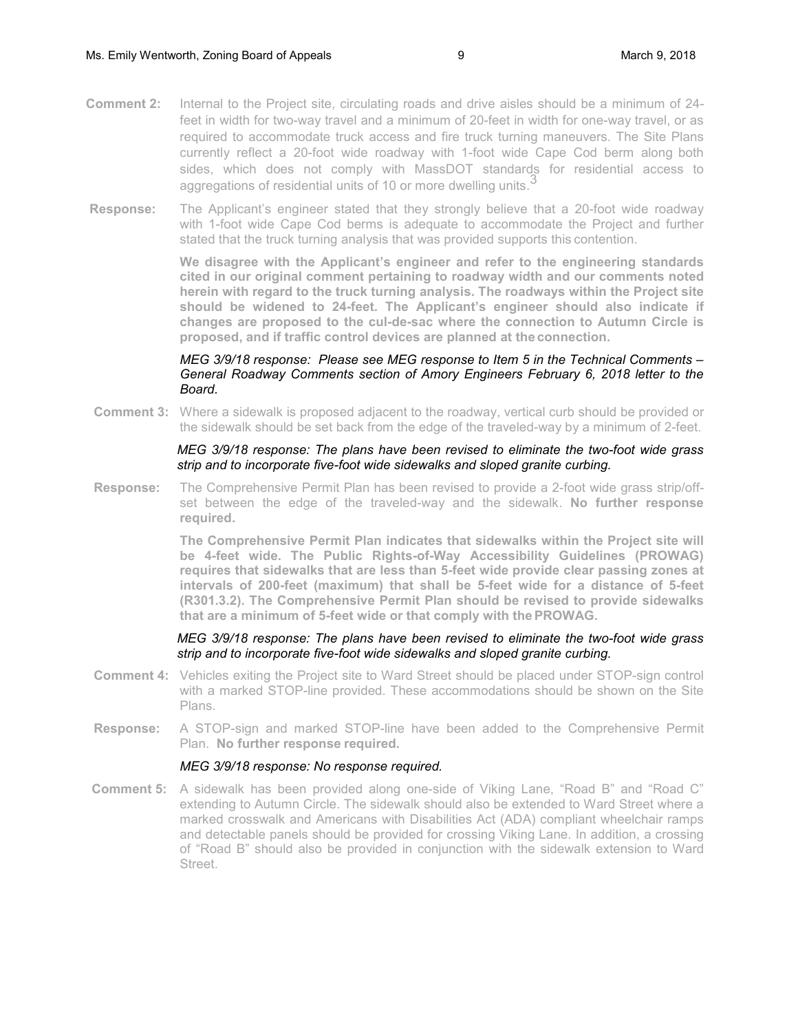**Comment 2:** Internal to the Project site, circulating roads and drive aisles should be a minimum of 24-feet in width for two-way travel and a minimum of 20-feet in width for one-way travel, or as required to accommodate truck access and fire truck turning maneuvers. The Site Plans currently reflect a 20-foot wide roadway with 1-foot wide Cape Cod berm along both sides, which does not comply with MassDOT standards for residential access to aggregations of residential units of 10 or more dwelling units.[3]

**Response:** The Applicant's engineer stated that they strongly believe that a 20-foot wide roadway with 1-foot wide Cape Cod berms is adequate to accommodate the Project and further stated that the truck turning analysis that was provided supports this contention.

**We disagree with the Applicant's engineer and refer to the engineering standards cited in our original comment pertaining to roadway width and our comments noted herein with regard to the truck turning analysis. The roadways within the Project site should be widened to 24-feet. The Applicant's engineer should also indicate if changes are proposed to the cul-de-sac where the connection to Autumn Circle is proposed, and if traffic control devices are planned at the connection.**

*MEG 3/9/18 response: Please see MEG response to Item 5 in the Technical Comments – General Roadway Comments section of Amory Engineers February 6, 2018 letter to the Board.*

**Comment 3:** Where a sidewalk is proposed adjacent to the roadway, vertical curb should be provided or the sidewalk should be set back from the edge of the traveled-way by a minimum of 2-feet.

*MEG 3/9/18 response: The plans have been revised to eliminate the two-foot wide grass strip and to incorporate five-foot wide sidewalks and sloped granite curbing.*

**Response:** The Comprehensive Permit Plan has been revised to provide a 2-foot wide grass strip/off-set between the edge of the traveled-way and the sidewalk. **No further response required.**

**The Comprehensive Permit Plan indicates that sidewalks within the Project site will be 4-feet wide. The Public Rights-of-Way Accessibility Guidelines (PROWAG) requires that sidewalks that are less than 5-feet wide provide clear passing zones at intervals of 200-feet (maximum) that shall be 5-feet wide for a distance of 5-feet (R301.3.2). The Comprehensive Permit Plan should be revised to provide sidewalks that are a minimum of 5-feet wide or that comply with the PROWAG.**

*MEG 3/9/18 response: The plans have been revised to eliminate the two-foot wide grass strip and to incorporate five-foot wide sidewalks and sloped granite curbing.*

**Comment 4:** Vehicles exiting the Project site to Ward Street should be placed under STOP-sign control with a marked STOP-line provided. These accommodations should be shown on the Site Plans.

**Response:** A STOP-sign and marked STOP-line have been added to the Comprehensive Permit Plan. **No further response required.**

*MEG 3/9/18 response: No response required.*

**Comment 5:** A sidewalk has been provided along one-side of Viking Lane, "Road B" and "Road C" extending to Autumn Circle. The sidewalk should also be extended to Ward Street where a marked crosswalk and Americans with Disabilities Act (ADA) compliant wheelchair ramps and detectable panels should be provided for crossing Viking Lane. In addition, a crossing of "Road B" should also be provided in conjunction with the sidewalk extension to Ward Street.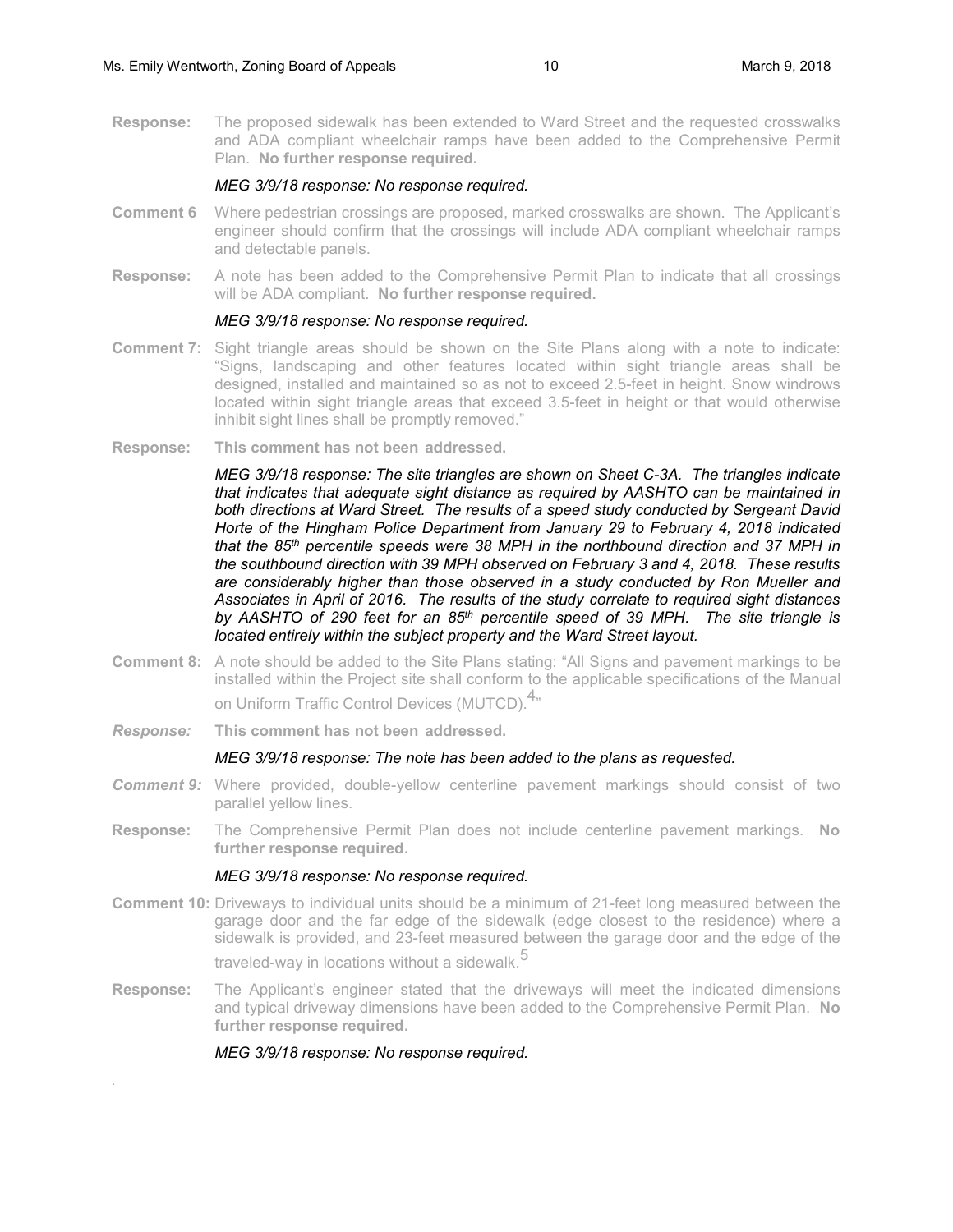**Response:** The proposed sidewalk has been extended to Ward Street and the requested crosswalks and ADA compliant wheelchair ramps have been added to the Comprehensive Permit Plan. **No further response required.**

*MEG 3/9/18 response: No response required.*

**Comment 6** Where pedestrian crossings are proposed, marked crosswalks are shown. The Applicant's engineer should confirm that the crossings will include ADA compliant wheelchair ramps and detectable panels.

**Response:** A note has been added to the Comprehensive Permit Plan to indicate that all crossings will be ADA compliant. **No further response required.**

*MEG 3/9/18 response: No response required.*

**Comment 7:** Sight triangle areas should be shown on the Site Plans along with a note to indicate: "Signs, landscaping and other features located within sight triangle areas shall be designed, installed and maintained so as not to exceed 2.5-feet in height. Snow windrows located within sight triangle areas that exceed 3.5-feet in height or that would otherwise inhibit sight lines shall be promptly removed."

**Response:** **This comment has not been addressed.**

***MEG 3/9/18 response: The site triangles are shown on Sheet C-3A. The triangles indicate that indicates that adequate sight distance as required by AASHTO can be maintained in both directions at Ward Street. The results of a speed study conducted by Sergeant David Horte of the Hingham Police Department from January 29 to February 4, 2018 indicated that the 85th percentile speeds were 38 MPH in the northbound direction and 37 MPH in the southbound direction with 39 MPH observed on February 3 and 4, 2018. These results are considerably higher than those observed in a study conducted by Ron Mueller and Associates in April of 2016. The results of the study correlate to required sight distances by AASHTO of 290 feet for an 85th percentile speed of 39 MPH. The site triangle is located entirely within the subject property and the Ward Street layout.***

**Comment 8:** A note should be added to the Site Plans stating: "All Signs and pavement markings to be installed within the Project site shall conform to the applicable specifications of the Manual on Uniform Traffic Control Devices (MUTCD).[4]"

***Response:*** **This comment has not been addressed.**

*MEG 3/9/18 response: The note has been added to the plans as requested.*

***Comment 9:*** Where provided, double-yellow centerline pavement markings should consist of two parallel yellow lines.

**Response:** The Comprehensive Permit Plan does not include centerline pavement markings. **No further response required.**

*MEG 3/9/18 response: No response required.*

**Comment 10:** Driveways to individual units should be a minimum of 21-feet long measured between the garage door and the far edge of the sidewalk (edge closest to the residence) where a sidewalk is provided, and 23-feet measured between the garage door and the edge of the traveled-way in locations without a sidewalk.[5]

**Response:** The Applicant's engineer stated that the driveways will meet the indicated dimensions and typical driveway dimensions have been added to the Comprehensive Permit Plan. **No further response required.**

*MEG 3/9/18 response: No response required.*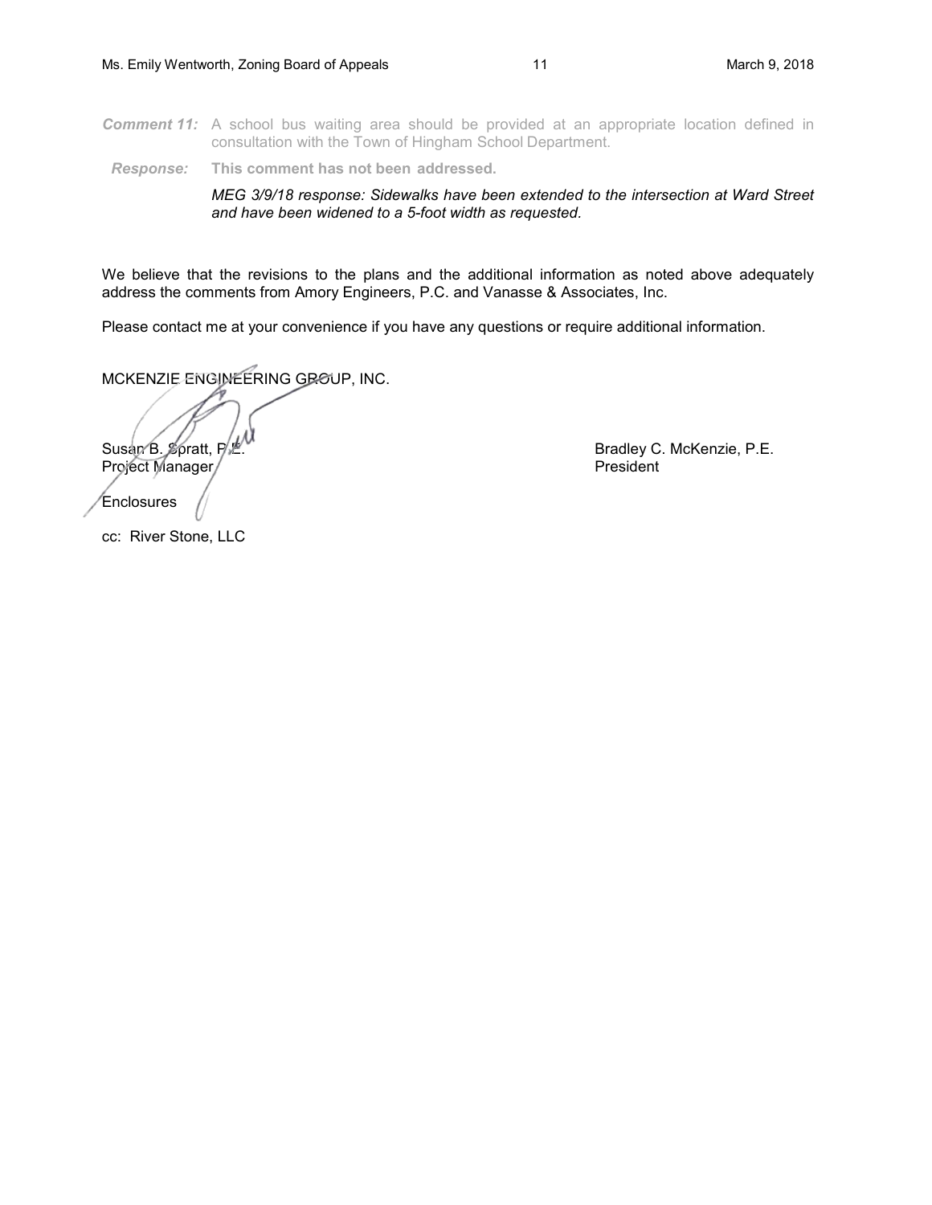**Comment 11:** A school bus waiting area should be provided at an appropriate location defined in consultation with the Town of Hingham School Department.

**Response:** **This comment has not been addressed.**

*MEG 3/9/18 response: Sidewalks have been extended to the intersection at Ward Street and have been widened to a 5-foot width as requested.*

We believe that the revisions to the plans and the additional information as noted above adequately address the comments from Amory Engineers, P.C. and Vanasse & Associates, Inc.

Please contact me at your convenience if you have any questions or require additional information.

MCKENZIE ENGINEERING GROUP, INC.

Susan B. Spratt, P.E.
Project Manager

Bradley C. McKenzie, P.E.
President

Enclosures

cc: River Stone, LLC